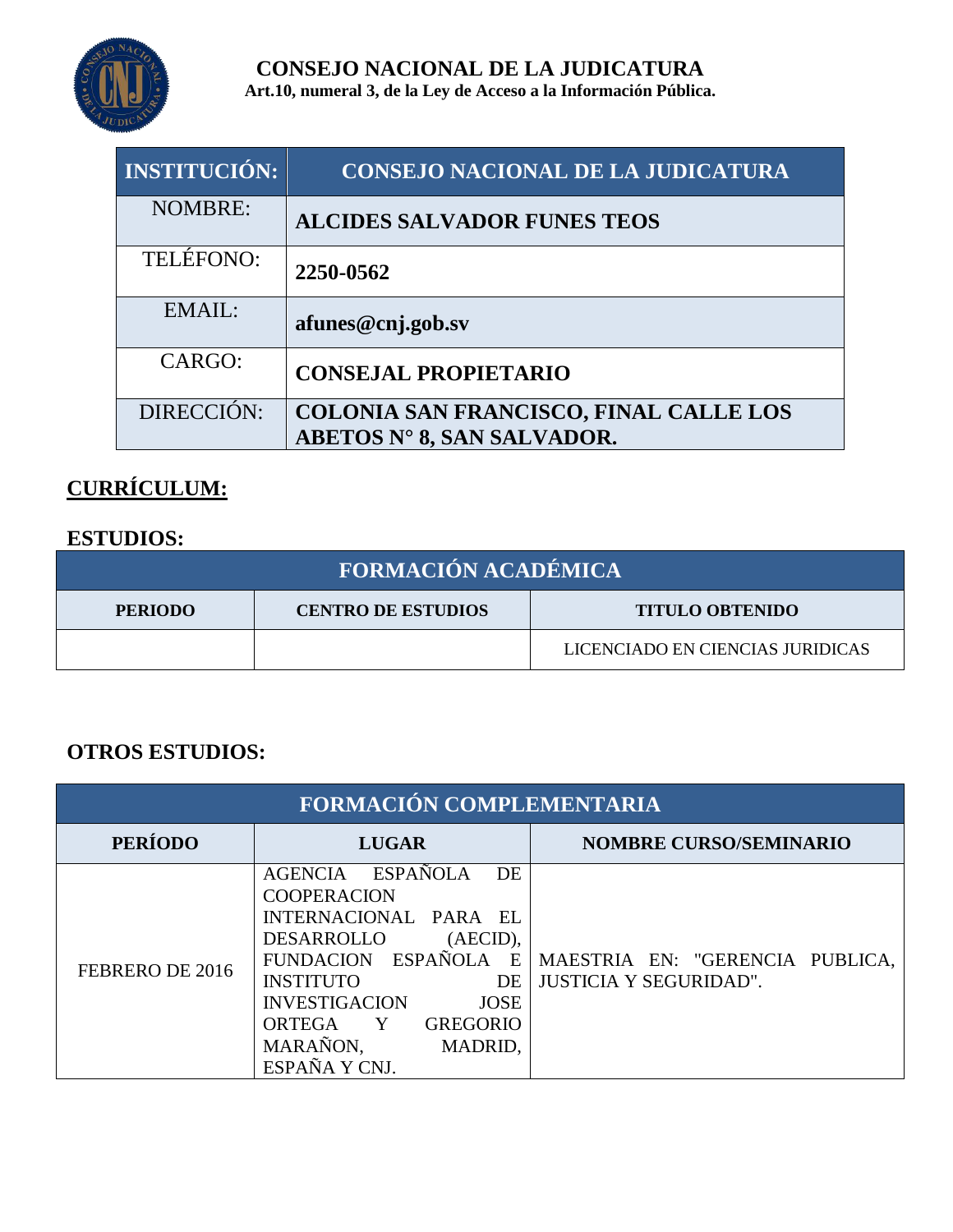# CONSEJO NACIONAL DE LA JUDICATURA

**Art.10, numeral 3, de la Ley de Acceso a la Información Pública.**

| INSTITUCIÓN: | CONSEJO NACIONAL DE LA JUDICATURA |
|---|---|
| NOMBRE: | **ALCIDES SALVADOR FUNES TEOS** |
| TELÉFONO: | **2250-0562** |
| EMAIL: | **afunes@cnj.gob.sv** |
| CARGO: | **CONSEJAL PROPIETARIO** |
| DIRECCIÓN: | **COLONIA SAN FRANCISCO, FINAL CALLE LOS ABETOS N° 8, SAN SALVADOR.** |

## CURRÍCULUM:

### ESTUDIOS:

| FORMACIÓN ACADÉMICA | | |
|---|---|---|
| **PERIODO** | **CENTRO DE ESTUDIOS** | **TITULO OBTENIDO** |
| | | LICENCIADO EN CIENCIAS JURIDICAS |

### OTROS ESTUDIOS:

| FORMACIÓN COMPLEMENTARIA | | |
|---|---|---|
| **PERÍODO** | **LUGAR** | **NOMBRE CURSO/SEMINARIO** |
| FEBRERO DE 2016 | AGENCIA ESPAÑOLA DE COOPERACION INTERNACIONAL PARA EL DESARROLLO (AECID), FUNDACION ESPAÑOLA E INSTITUTO DE INVESTIGACION JOSE ORTEGA Y GREGORIO MARAÑON, MADRID, ESPAÑA Y CNJ. | MAESTRIA EN: "GERENCIA PUBLICA, JUSTICIA Y SEGURIDAD". |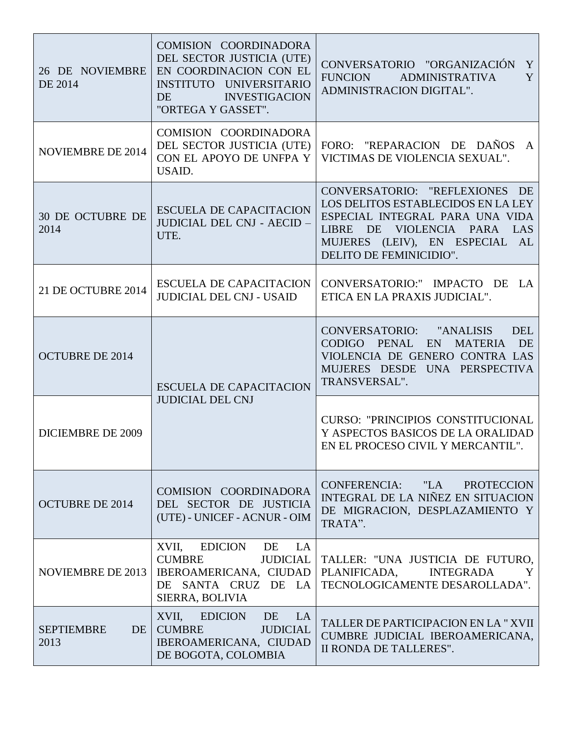| | | |
|---|---|---|
| 26 DE NOVIEMBRE DE 2014 | COMISION COORDINADORA DEL SECTOR JUSTICIA (UTE) EN COORDINACION CON EL INSTITUTO UNIVERSITARIO DE INVESTIGACION "ORTEGA Y GASSET". | CONVERSATORIO "ORGANIZACIÓN Y FUNCION ADMINISTRATIVA Y ADMINISTRACION DIGITAL". |
| NOVIEMBRE DE 2014 | COMISION COORDINADORA DEL SECTOR JUSTICIA (UTE) CON EL APOYO DE UNFPA Y USAID. | FORO: "REPARACION DE DAÑOS A VICTIMAS DE VIOLENCIA SEXUAL". |
| 30 DE OCTUBRE DE 2014 | ESCUELA DE CAPACITACION JUDICIAL DEL CNJ - AECID – UTE. | CONVERSATORIO: "REFLEXIONES DE LOS DELITOS ESTABLECIDOS EN LA LEY ESPECIAL INTEGRAL PARA UNA VIDA LIBRE DE VIOLENCIA PARA LAS MUJERES (LEIV), EN ESPECIAL AL DELITO DE FEMINICIDIO". |
| 21 DE OCTUBRE 2014 | ESCUELA DE CAPACITACION JUDICIAL DEL CNJ - USAID | CONVERSATORIO:" IMPACTO DE LA ETICA EN LA PRAXIS JUDICIAL". |
| OCTUBRE DE 2014 | ESCUELA DE CAPACITACION JUDICIAL DEL CNJ | CONVERSATORIO: "ANALISIS DEL CODIGO PENAL EN MATERIA DE VIOLENCIA DE GENERO CONTRA LAS MUJERES DESDE UNA PERSPECTIVA TRANSVERSAL". |
| DICIEMBRE DE 2009 | | CURSO: "PRINCIPIOS CONSTITUCIONAL Y ASPECTOS BASICOS DE LA ORALIDAD EN EL PROCESO CIVIL Y MERCANTIL". |
| OCTUBRE DE 2014 | COMISION COORDINADORA DEL SECTOR DE JUSTICIA (UTE) - UNICEF - ACNUR - OIM | CONFERENCIA: "LA PROTECCION INTEGRAL DE LA NIÑEZ EN SITUACION DE MIGRACION, DESPLAZAMIENTO Y TRATA". |
| NOVIEMBRE DE 2013 | XVII, EDICION DE LA CUMBRE JUDICIAL IBEROAMERICANA, CIUDAD DE SANTA CRUZ DE LA SIERRA, BOLIVIA | TALLER: "UNA JUSTICIA DE FUTURO, PLANIFICADA, INTEGRADA Y TECNOLOGICAMENTE DESAROLLADA". |
| SEPTIEMBRE DE 2013 | XVII, EDICION DE LA CUMBRE JUDICIAL IBEROAMERICANA, CIUDAD DE BOGOTA, COLOMBIA | TALLER DE PARTICIPACION EN LA " XVII CUMBRE JUDICIAL IBEROAMERICANA, II RONDA DE TALLERES". |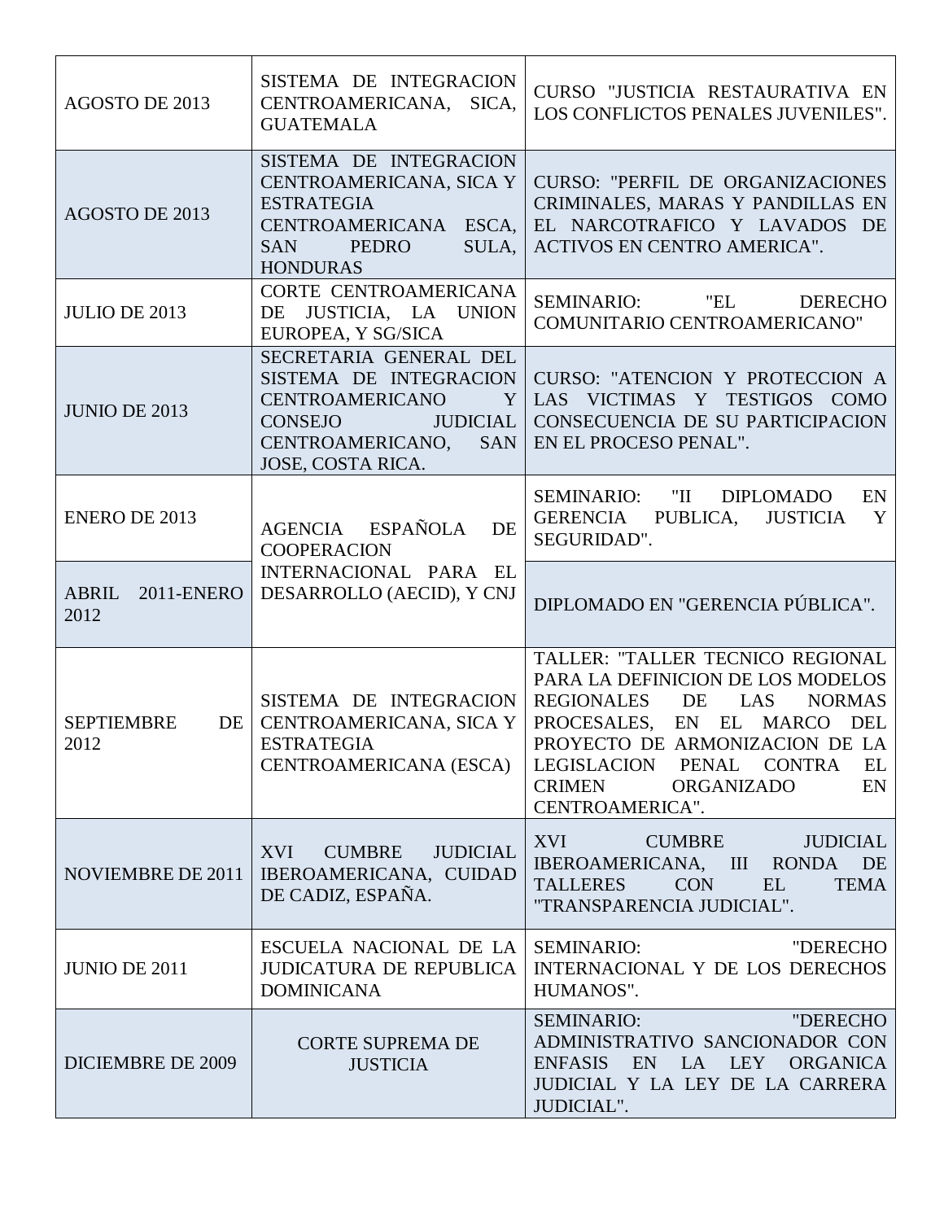| | | |
|---|---|---|
| AGOSTO DE 2013 | SISTEMA DE INTEGRACION CENTROAMERICANA, SICA, GUATEMALA | CURSO "JUSTICIA RESTAURATIVA EN LOS CONFLICTOS PENALES JUVENILES". |
| AGOSTO DE 2013 | SISTEMA DE INTEGRACION CENTROAMERICANA, SICA Y ESTRATEGIA CENTROAMERICANA ESCA, SAN PEDRO SULA, HONDURAS | CURSO: "PERFIL DE ORGANIZACIONES CRIMINALES, MARAS Y PANDILLAS EN EL NARCOTRAFICO Y LAVADOS DE ACTIVOS EN CENTRO AMERICA". |
| JULIO DE 2013 | CORTE CENTROAMERICANA DE JUSTICIA, LA UNION EUROPEA, Y SG/SICA | SEMINARIO: "EL DERECHO COMUNITARIO CENTROAMERICANO" |
| JUNIO DE 2013 | SECRETARIA GENERAL DEL SISTEMA DE INTEGRACION CENTROAMERICANO Y CONSEJO JUDICIAL CENTROAMERICANO, SAN JOSE, COSTA RICA. | CURSO: "ATENCION Y PROTECCION A LAS VICTIMAS Y TESTIGOS COMO CONSECUENCIA DE SU PARTICIPACION EN EL PROCESO PENAL". |
| ENERO DE 2013 | AGENCIA ESPAÑOLA DE COOPERACION INTERNACIONAL PARA EL DESARROLLO (AECID), Y CNJ | SEMINARIO: "II DIPLOMADO EN GERENCIA PUBLICA, JUSTICIA Y SEGURIDAD". |
| ABRIL 2011-ENERO 2012 | | DIPLOMADO EN "GERENCIA PÚBLICA". |
| SEPTIEMBRE DE 2012 | SISTEMA DE INTEGRACION CENTROAMERICANA, SICA Y ESTRATEGIA CENTROAMERICANA (ESCA) | TALLER: "TALLER TECNICO REGIONAL PARA LA DEFINICION DE LOS MODELOS REGIONALES DE LAS NORMAS PROCESALES, EN EL MARCO DEL PROYECTO DE ARMONIZACION DE LA LEGISLACION PENAL CONTRA EL CRIMEN ORGANIZADO EN CENTROAMERICA". |
| NOVIEMBRE DE 2011 | XVI CUMBRE JUDICIAL IBEROAMERICANA, CUIDAD DE CADIZ, ESPAÑA. | XVI CUMBRE JUDICIAL IBEROAMERICANA, III RONDA DE TALLERES CON EL TEMA "TRANSPARENCIA JUDICIAL". |
| JUNIO DE 2011 | ESCUELA NACIONAL DE LA JUDICATURA DE REPUBLICA DOMINICANA | SEMINARIO: "DERECHO INTERNACIONAL Y DE LOS DERECHOS HUMANOS". |
| DICIEMBRE DE 2009 | CORTE SUPREMA DE JUSTICIA | SEMINARIO: "DERECHO ADMINISTRATIVO SANCIONADOR CON ENFASIS EN LA LEY ORGANICA JUDICIAL Y LA LEY DE LA CARRERA JUDICIAL". |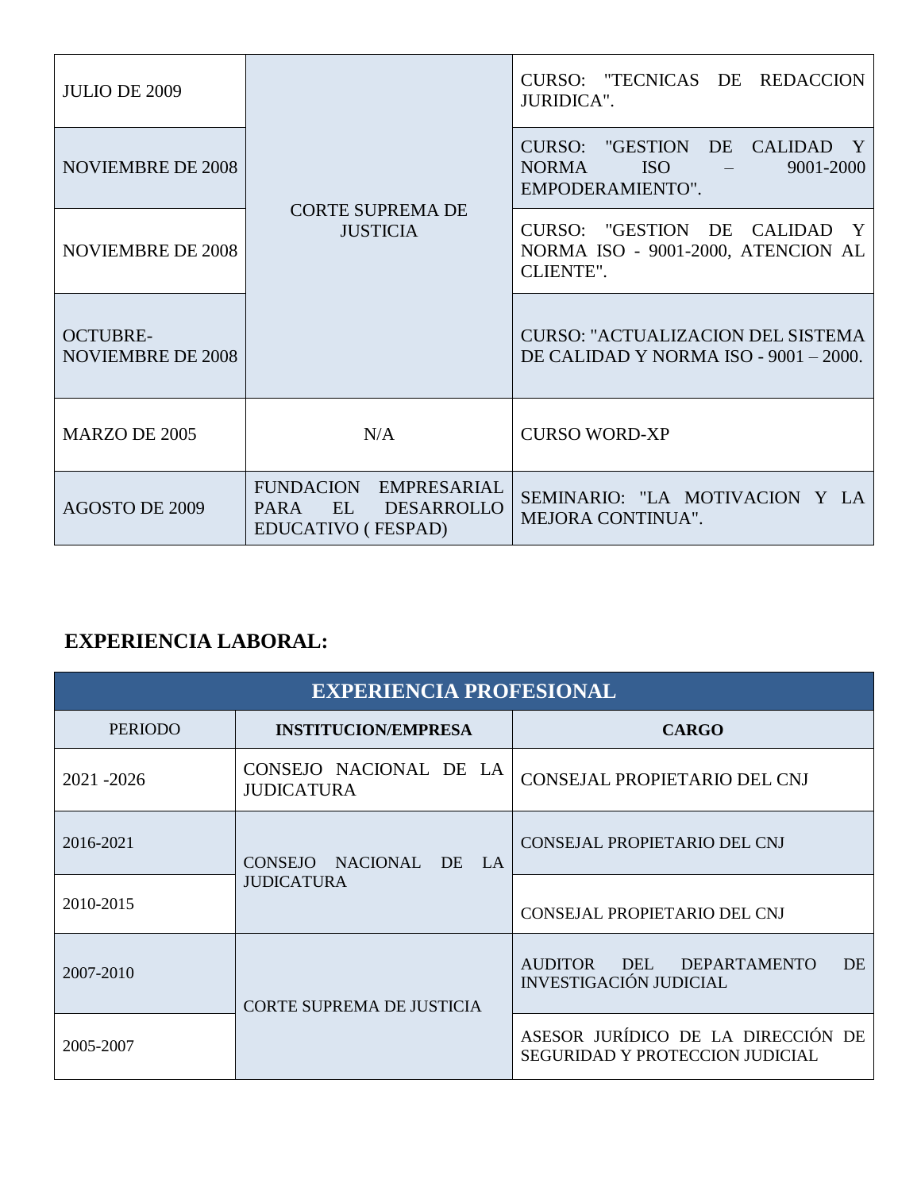| | | |
|---|---|---|
| JULIO DE 2009 | CORTE SUPREMA DE JUSTICIA | CURSO: "TECNICAS DE REDACCION JURIDICA". |
| NOVIEMBRE DE 2008 | | CURSO: "GESTION DE CALIDAD Y NORMA ISO – 9001-2000 EMPODERAMIENTO". |
| NOVIEMBRE DE 2008 | | CURSO: "GESTION DE CALIDAD Y NORMA ISO - 9001-2000, ATENCION AL CLIENTE". |
| OCTUBRE-NOVIEMBRE DE 2008 | | CURSO: "ACTUALIZACION DEL SISTEMA DE CALIDAD Y NORMA ISO - 9001 – 2000. |
| MARZO DE 2005 | N/A | CURSO WORD-XP |
| AGOSTO DE 2009 | FUNDACION EMPRESARIAL PARA EL DESARROLLO EDUCATIVO ( FESPAD) | SEMINARIO: "LA MOTIVACION Y LA MEJORA CONTINUA". |

## EXPERIENCIA LABORAL:

| EXPERIENCIA PROFESIONAL | | |
|---|---|---|
| PERIODO | **INSTITUCION/EMPRESA** | **CARGO** |
| 2021 -2026 | CONSEJO NACIONAL DE LA JUDICATURA | CONSEJAL PROPIETARIO DEL CNJ |
| 2016-2021 | CONSEJO NACIONAL DE LA JUDICATURA | CONSEJAL PROPIETARIO DEL CNJ |
| 2010-2015 | | CONSEJAL PROPIETARIO DEL CNJ |
| 2007-2010 | CORTE SUPREMA DE JUSTICIA | AUDITOR DEL DEPARTAMENTO DE INVESTIGACIÓN JUDICIAL |
| 2005-2007 | | ASESOR JURÍDICO DE LA DIRECCIÓN DE SEGURIDAD Y PROTECCION JUDICIAL |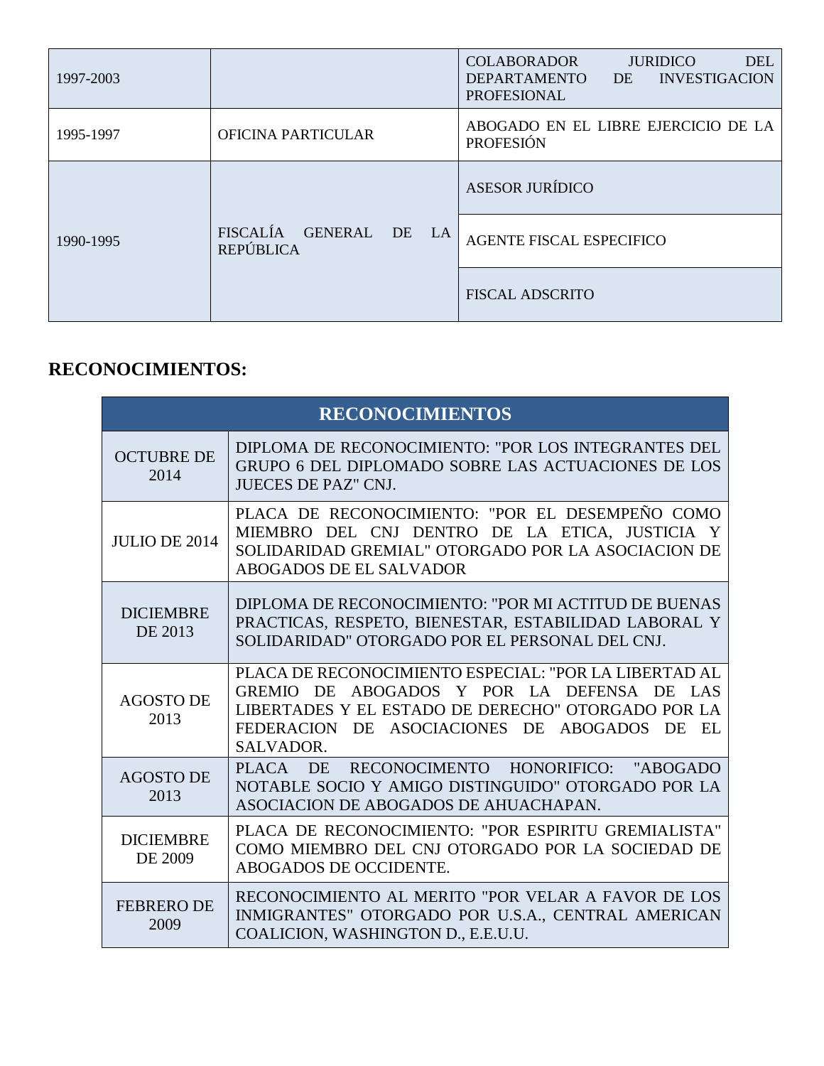| | | |
|---|---|---|
| 1997-2003 | | COLABORADOR JURIDICO DEL DEPARTAMENTO DE INVESTIGACION PROFESIONAL |
| 1995-1997 | OFICINA PARTICULAR | ABOGADO EN EL LIBRE EJERCICIO DE LA PROFESIÓN |
| 1990-1995 | FISCALÍA GENERAL DE LA REPÚBLICA | ASESOR JURÍDICO |
| | | AGENTE FISCAL ESPECIFICO |
| | | FISCAL ADSCRITO |

## RECONOCIMIENTOS:

| RECONOCIMIENTOS | |
|---|---|
| OCTUBRE DE 2014 | DIPLOMA DE RECONOCIMIENTO: "POR LOS INTEGRANTES DEL GRUPO 6 DEL DIPLOMADO SOBRE LAS ACTUACIONES DE LOS JUECES DE PAZ" CNJ. |
| JULIO DE 2014 | PLACA DE RECONOCIMIENTO: "POR EL DESEMPEÑO COMO MIEMBRO DEL CNJ DENTRO DE LA ETICA, JUSTICIA Y SOLIDARIDAD GREMIAL" OTORGADO POR LA ASOCIACION DE ABOGADOS DE EL SALVADOR |
| DICIEMBRE DE 2013 | DIPLOMA DE RECONOCIMIENTO: "POR MI ACTITUD DE BUENAS PRACTICAS, RESPETO, BIENESTAR, ESTABILIDAD LABORAL Y SOLIDARIDAD" OTORGADO POR EL PERSONAL DEL CNJ. |
| AGOSTO DE 2013 | PLACA DE RECONOCIMIENTO ESPECIAL: "POR LA LIBERTAD AL GREMIO DE ABOGADOS Y POR LA DEFENSA DE LAS LIBERTADES Y EL ESTADO DE DERECHO" OTORGADO POR LA FEDERACION DE ASOCIACIONES DE ABOGADOS DE EL SALVADOR. |
| AGOSTO DE 2013 | PLACA DE RECONOCIMENTO HONORIFICO: "ABOGADO NOTABLE SOCIO Y AMIGO DISTINGUIDO" OTORGADO POR LA ASOCIACION DE ABOGADOS DE AHUACHAPAN. |
| DICIEMBRE DE 2009 | PLACA DE RECONOCIMIENTO: "POR ESPIRITU GREMIALISTA" COMO MIEMBRO DEL CNJ OTORGADO POR LA SOCIEDAD DE ABOGADOS DE OCCIDENTE. |
| FEBRERO DE 2009 | RECONOCIMIENTO AL MERITO "POR VELAR A FAVOR DE LOS INMIGRANTES" OTORGADO POR U.S.A., CENTRAL AMERICAN COALICION, WASHINGTON D., E.E.U.U. |